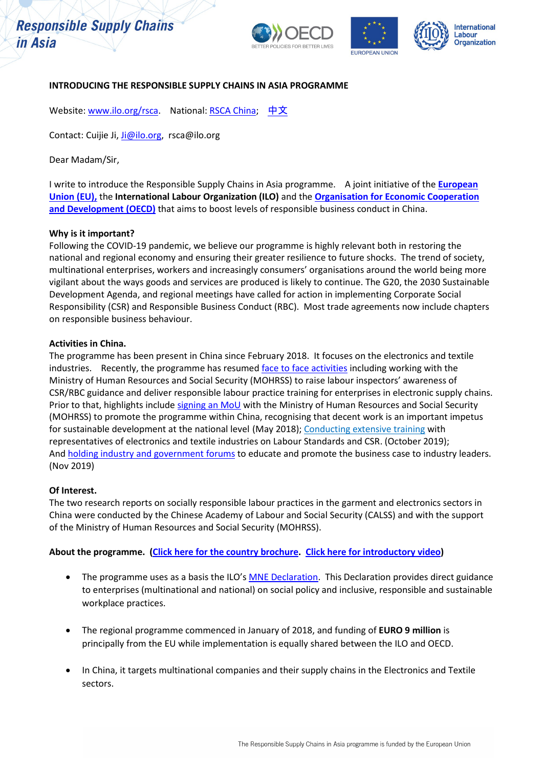# Responsible Supply Chains in Asia

## INTRODUCING THE RESPONSIBLE SUPPLY CHAINS IN ASIA PROGRAMME

Website: www.ilo.org/rsca. National: RSCA China; 中文

Contact: Cuijie Ji, Ji@ilo.org, rsca@ilo.org

Dear Madam/Sir,

I write to introduce the Responsible Supply Chains in Asia programme. A joint initiative of the **European Union (EU),** the **International Labour Organization (ILO)** and the **Organisation for Economic Cooperation and Development (OECD)** that aims to boost levels of responsible business conduct in China.

**Why is it important?**
Following the COVID-19 pandemic, we believe our programme is highly relevant both in restoring the national and regional economy and ensuring their greater resilience to future shocks. The trend of society, multinational enterprises, workers and increasingly consumers' organisations around the world being more vigilant about the ways goods and services are produced is likely to continue. The G20, the 2030 Sustainable Development Agenda, and regional meetings have called for action in implementing Corporate Social Responsibility (CSR) and Responsible Business Conduct (RBC). Most trade agreements now include chapters on responsible business behaviour.

**Activities in China.**
The programme has been present in China since February 2018. It focuses on the electronics and textile industries. Recently, the programme has resumed face to face activities including working with the Ministry of Human Resources and Social Security (MOHRSS) to raise labour inspectors' awareness of CSR/RBC guidance and deliver responsible labour practice training for enterprises in electronic supply chains. Prior to that, highlights include signing an MoU with the Ministry of Human Resources and Social Security (MOHRSS) to promote the programme within China, recognising that decent work is an important impetus for sustainable development at the national level (May 2018); Conducting extensive training with representatives of electronics and textile industries on Labour Standards and CSR. (October 2019); And holding industry and government forums to educate and promote the business case to industry leaders. (Nov 2019)

**Of Interest.**
The two research reports on socially responsible labour practices in the garment and electronics sectors in China were conducted by the Chinese Academy of Labour and Social Security (CALSS) and with the support of the Ministry of Human Resources and Social Security (MOHRSS).

**About the programme. (Click here for the country brochure. Click here for introductory video)**

- The programme uses as a basis the ILO's MNE Declaration. This Declaration provides direct guidance to enterprises (multinational and national) on social policy and inclusive, responsible and sustainable workplace practices.
- The regional programme commenced in January of 2018, and funding of **EURO 9 million** is principally from the EU while implementation is equally shared between the ILO and OECD.
- In China, it targets multinational companies and their supply chains in the Electronics and Textile sectors.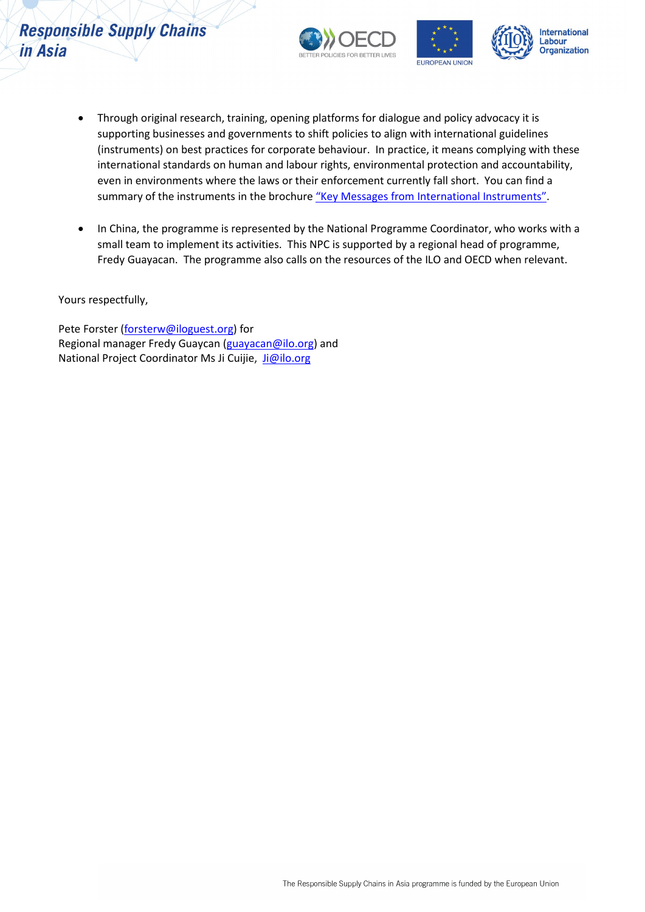- Through original research, training, opening platforms for dialogue and policy advocacy it is supporting businesses and governments to shift policies to align with international guidelines (instruments) on best practices for corporate behaviour. In practice, it means complying with these international standards on human and labour rights, environmental protection and accountability, even in environments where the laws or their enforcement currently fall short. You can find a summary of the instruments in the brochure "Key Messages from International Instruments".

- In China, the programme is represented by the National Programme Coordinator, who works with a small team to implement its activities. This NPC is supported by a regional head of programme, Fredy Guayacan. The programme also calls on the resources of the ILO and OECD when relevant.

Yours respectfully,

Pete Forster (forsterw@iloguest.org) for
Regional manager Fredy Guaycan (guayacan@ilo.org) and
National Project Coordinator Ms Ji Cuijie, Ji@ilo.org